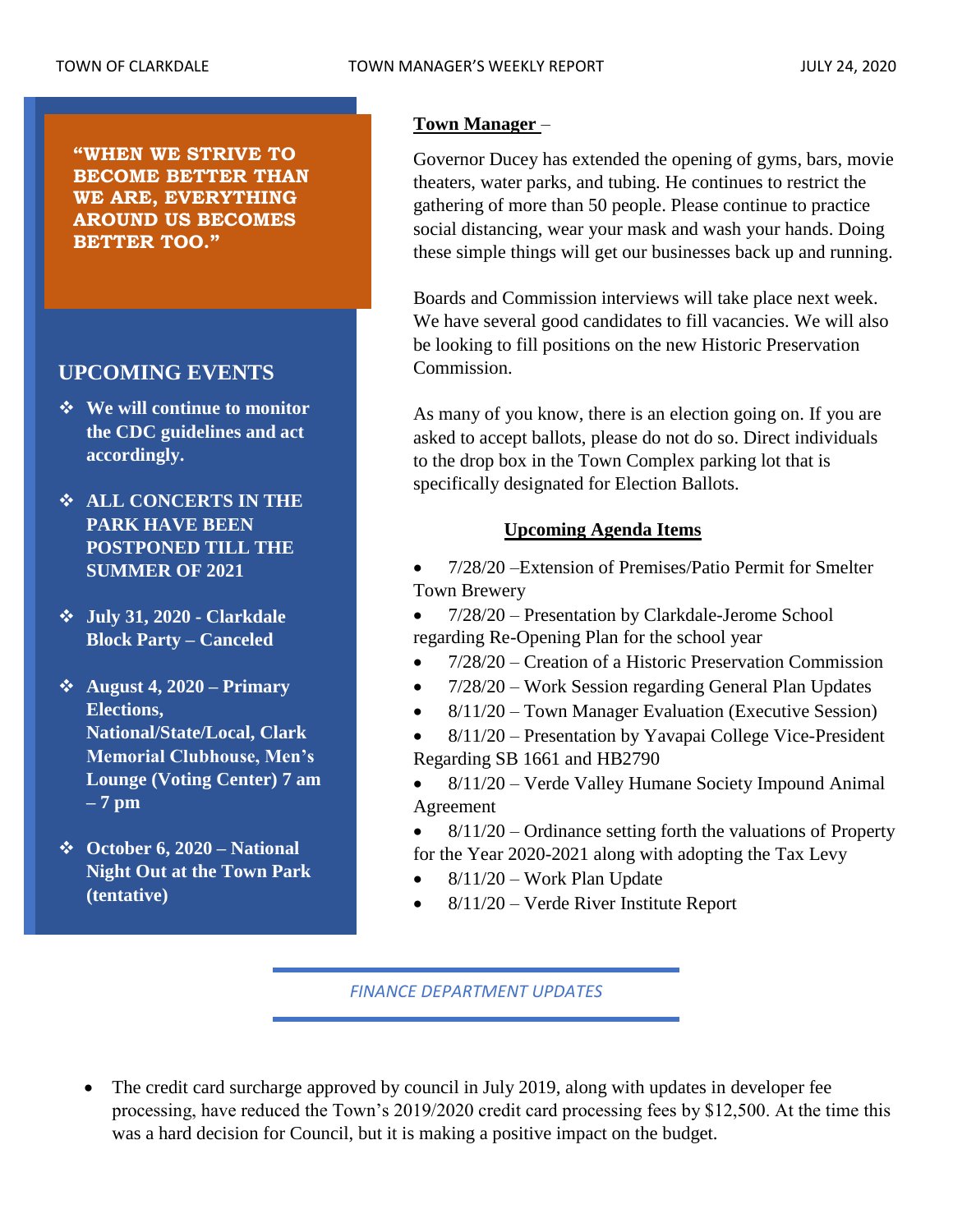TOWN OF CLARKDALE — TOWN MANAGER'S WEEKLY REPORT — JULY 24, 2020

**"WHEN WE STRIVE TO BECOME BETTER THAN WE ARE, EVERYTHING AROUND US BECOMES BETTER TOO."**

## UPCOMING EVENTS

- **We will continue to monitor the CDC guidelines and act accordingly.**
- **ALL CONCERTS IN THE PARK HAVE BEEN POSTPONED TILL THE SUMMER OF 2021**
- **July 31, 2020 - Clarkdale Block Party – Canceled**
- **August 4, 2020 – Primary Elections, National/State/Local, Clark Memorial Clubhouse, Men's Lounge (Voting Center) 7 am – 7 pm**
- **October 6, 2020 – National Night Out at the Town Park (tentative)**

**Town Manager** –

Governor Ducey has extended the opening of gyms, bars, movie theaters, water parks, and tubing. He continues to restrict the gathering of more than 50 people. Please continue to practice social distancing, wear your mask and wash your hands. Doing these simple things will get our businesses back up and running.

Boards and Commission interviews will take place next week. We have several good candidates to fill vacancies. We will also be looking to fill positions on the new Historic Preservation Commission.

As many of you know, there is an election going on. If you are asked to accept ballots, please do not do so. Direct individuals to the drop box in the Town Complex parking lot that is specifically designated for Election Ballots.

**Upcoming Agenda Items**

- 7/28/20 –Extension of Premises/Patio Permit for Smelter Town Brewery
- 7/28/20 – Presentation by Clarkdale-Jerome School regarding Re-Opening Plan for the school year
- 7/28/20 – Creation of a Historic Preservation Commission
- 7/28/20 – Work Session regarding General Plan Updates
- 8/11/20 – Town Manager Evaluation (Executive Session)
- 8/11/20 – Presentation by Yavapai College Vice-President Regarding SB 1661 and HB2790
- 8/11/20 – Verde Valley Humane Society Impound Animal Agreement
- 8/11/20 – Ordinance setting forth the valuations of Property for the Year 2020-2021 along with adopting the Tax Levy
- 8/11/20 – Work Plan Update
- 8/11/20 – Verde River Institute Report

## *FINANCE DEPARTMENT UPDATES*

- The credit card surcharge approved by council in July 2019, along with updates in developer fee processing, have reduced the Town's 2019/2020 credit card processing fees by $12,500. At the time this was a hard decision for Council, but it is making a positive impact on the budget.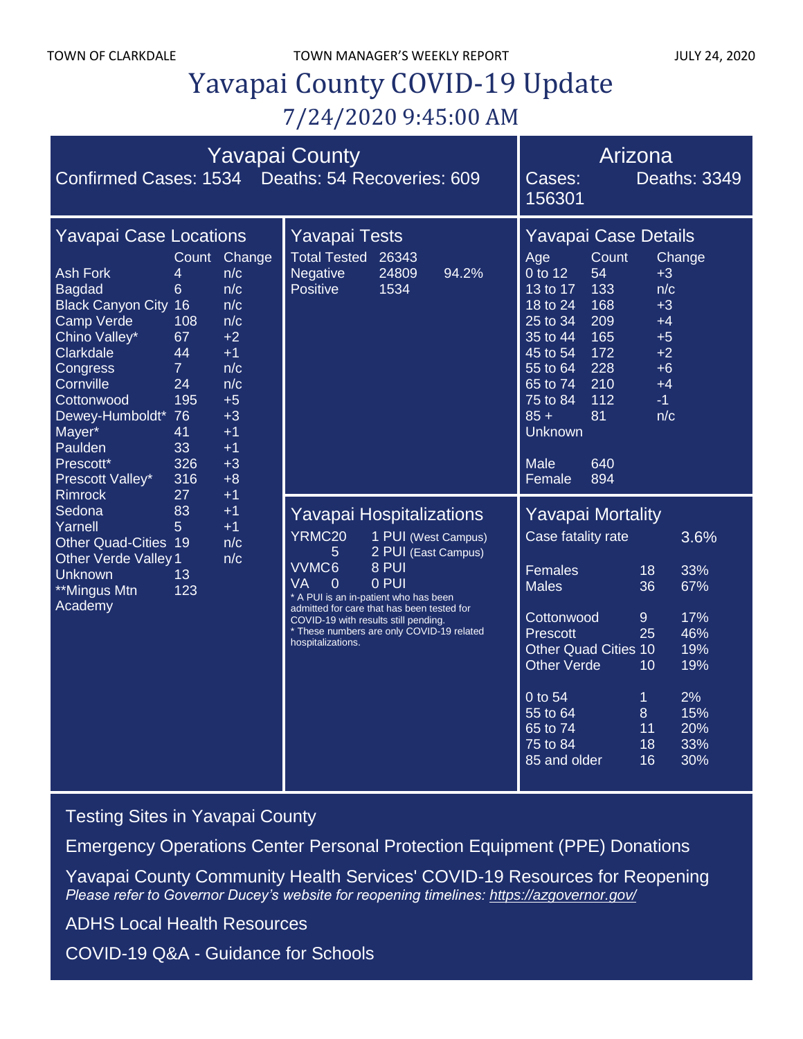# Yavapai County COVID-19 Update

## 7/24/2020 9:45:00 AM

## Yavapai County

Confirmed Cases: 1534 Deaths: 54 Recoveries: 609

## Arizona

Cases: 156301 Deaths: 3349

### Yavapai Case Locations

| | Count | Change |
|---|---|---|
| Ash Fork | 4 | n/c |
| Bagdad | 6 | n/c |
| Black Canyon City | 16 | n/c |
| Camp Verde | 108 | n/c |
| Chino Valley* | 67 | +2 |
| Clarkdale | 44 | +1 |
| Congress | 7 | n/c |
| Cornville | 24 | n/c |
| Cottonwood | 195 | +5 |
| Dewey-Humboldt* | 76 | +3 |
| Mayer* | 41 | +1 |
| Paulden | 33 | +1 |
| Prescott* | 326 | +3 |
| Prescott Valley* | 316 | +8 |
| Rimrock | 27 | +1 |
| Sedona | 83 | +1 |
| Yarnell | 5 | +1 |
| Other Quad-Cities | 19 | n/c |
| Other Verde Valley | 1 | n/c |
| Unknown | 13 | |
| **Mingus Mtn Academy | 123 | |

### Yavapai Tests

| | | |
|---|---|---|
| Total Tested | 26343 | |
| Negative | 24809 | 94.2% |
| Positive | 1534 | |

### Yavapai Case Details

| Age | Count | Change |
|---|---|---|
| 0 to 12 | 54 | +3 |
| 13 to 17 | 133 | n/c |
| 18 to 24 | 168 | +3 |
| 25 to 34 | 209 | +4 |
| 35 to 44 | 165 | +5 |
| 45 to 54 | 172 | +2 |
| 55 to 64 | 228 | +6 |
| 65 to 74 | 210 | +4 |
| 75 to 84 | 112 | -1 |
| 85 + | 81 | n/c |
| Unknown | | |
| Male | 640 | |
| Female | 894 | |

### Yavapai Hospitalizations

| | | |
|---|---|---|
| YRMC | 20 | 1 PUI (West Campus) |
| | 5 | 2 PUI (East Campus) |
| VVMC | 6 | 8 PUI |
| VA | 0 | 0 PUI |

* A PUI is an in-patient who has been admitted for care that has been tested for COVID-19 with results still pending.
* These numbers are only COVID-19 related hospitalizations.

### Yavapai Mortality

| | | |
|---|---|---|
| Case fatality rate | | 3.6% |
| Females | 18 | 33% |
| Males | 36 | 67% |
| Cottonwood | 9 | 17% |
| Prescott | 25 | 46% |
| Other Quad Cities | 10 | 19% |
| Other Verde | 10 | 19% |
| 0 to 54 | 1 | 2% |
| 55 to 64 | 8 | 15% |
| 65 to 74 | 11 | 20% |
| 75 to 84 | 18 | 33% |
| 85 and older | 16 | 30% |

Testing Sites in Yavapai County

Emergency Operations Center Personal Protection Equipment (PPE) Donations

Yavapai County Community Health Services' COVID-19 Resources for Reopening
*Please refer to Governor Ducey's website for reopening timelines: https://azgovernor.gov/*

ADHS Local Health Resources

COVID-19 Q&A - Guidance for Schools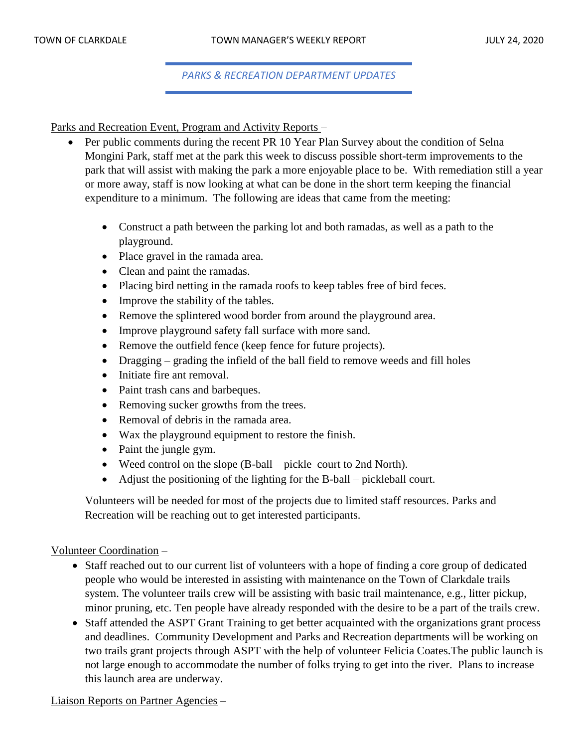## *PARKS & RECREATION DEPARTMENT UPDATES*

Parks and Recreation Event, Program and Activity Reports –

- Per public comments during the recent PR 10 Year Plan Survey about the condition of Selna Mongini Park, staff met at the park this week to discuss possible short-term improvements to the park that will assist with making the park a more enjoyable place to be. With remediation still a year or more away, staff is now looking at what can be done in the short term keeping the financial expenditure to a minimum. The following are ideas that came from the meeting:

    - Construct a path between the parking lot and both ramadas, as well as a path to the playground.
    - Place gravel in the ramada area.
    - Clean and paint the ramadas.
    - Placing bird netting in the ramada roofs to keep tables free of bird feces.
    - Improve the stability of the tables.
    - Remove the splintered wood border from around the playground area.
    - Improve playground safety fall surface with more sand.
    - Remove the outfield fence (keep fence for future projects).
    - Dragging – grading the infield of the ball field to remove weeds and fill holes
    - Initiate fire ant removal.
    - Paint trash cans and barbeques.
    - Removing sucker growths from the trees.
    - Removal of debris in the ramada area.
    - Wax the playground equipment to restore the finish.
    - Paint the jungle gym.
    - Weed control on the slope (B-ball – pickle court to 2nd North).
    - Adjust the positioning of the lighting for the B-ball – pickleball court.

    Volunteers will be needed for most of the projects due to limited staff resources. Parks and Recreation will be reaching out to get interested participants.

Volunteer Coordination –

- Staff reached out to our current list of volunteers with a hope of finding a core group of dedicated people who would be interested in assisting with maintenance on the Town of Clarkdale trails system. The volunteer trails crew will be assisting with basic trail maintenance, e.g., litter pickup, minor pruning, etc. Ten people have already responded with the desire to be a part of the trails crew.
- Staff attended the ASPT Grant Training to get better acquainted with the organizations grant process and deadlines. Community Development and Parks and Recreation departments will be working on two trails grant projects through ASPT with the help of volunteer Felicia Coates.The public launch is not large enough to accommodate the number of folks trying to get into the river. Plans to increase this launch area are underway.

Liaison Reports on Partner Agencies –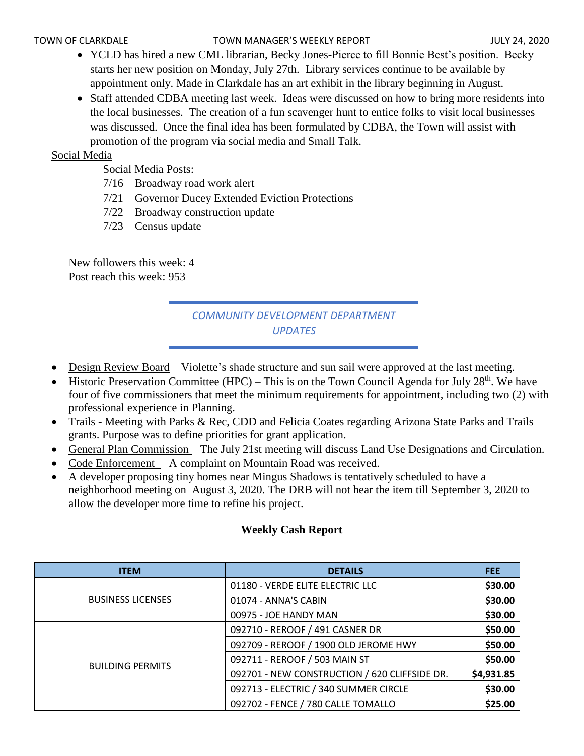- YCLD has hired a new CML librarian, Becky Jones-Pierce to fill Bonnie Best's position. Becky starts her new position on Monday, July 27th. Library services continue to be available by appointment only. Made in Clarkdale has an art exhibit in the library beginning in August.
- Staff attended CDBA meeting last week. Ideas were discussed on how to bring more residents into the local businesses. The creation of a fun scavenger hunt to entice folks to visit local businesses was discussed. Once the final idea has been formulated by CDBA, the Town will assist with promotion of the program via social media and Small Talk.

Social Media –

Social Media Posts:
7/16 – Broadway road work alert
7/21 – Governor Ducey Extended Eviction Protections
7/22 – Broadway construction update
7/23 – Census update

New followers this week: 4
Post reach this week: 953

## *COMMUNITY DEVELOPMENT DEPARTMENT UPDATES*

- Design Review Board – Violette's shade structure and sun sail were approved at the last meeting.
- Historic Preservation Committee (HPC) – This is on the Town Council Agenda for July 28th. We have four of five commissioners that meet the minimum requirements for appointment, including two (2) with professional experience in Planning.
- Trails - Meeting with Parks & Rec, CDD and Felicia Coates regarding Arizona State Parks and Trails grants. Purpose was to define priorities for grant application.
- General Plan Commission – The July 21st meeting will discuss Land Use Designations and Circulation.
- Code Enforcement – A complaint on Mountain Road was received.
- A developer proposing tiny homes near Mingus Shadows is tentatively scheduled to have a neighborhood meeting on August 3, 2020. The DRB will not hear the item till September 3, 2020 to allow the developer more time to refine his project.

**Weekly Cash Report**

| ITEM | DETAILS | FEE |
|---|---|---|
| BUSINESS LICENSES | 01180 - VERDE ELITE ELECTRIC LLC | **$30.00** |
| | 01074 - ANNA'S CABIN | **$30.00** |
| | 00975 - JOE HANDY MAN | **$30.00** |
| BUILDING PERMITS | 092710 - REROOF / 491 CASNER DR | **$50.00** |
| | 092709 - REROOF / 1900 OLD JEROME HWY | **$50.00** |
| | 092711 - REROOF / 503 MAIN ST | **$50.00** |
| | 092701 - NEW CONSTRUCTION / 620 CLIFFSIDE DR. | **$4,931.85** |
| | 092713 - ELECTRIC / 340 SUMMER CIRCLE | **$30.00** |
| | 092702 - FENCE / 780 CALLE TOMALLO | **$25.00** |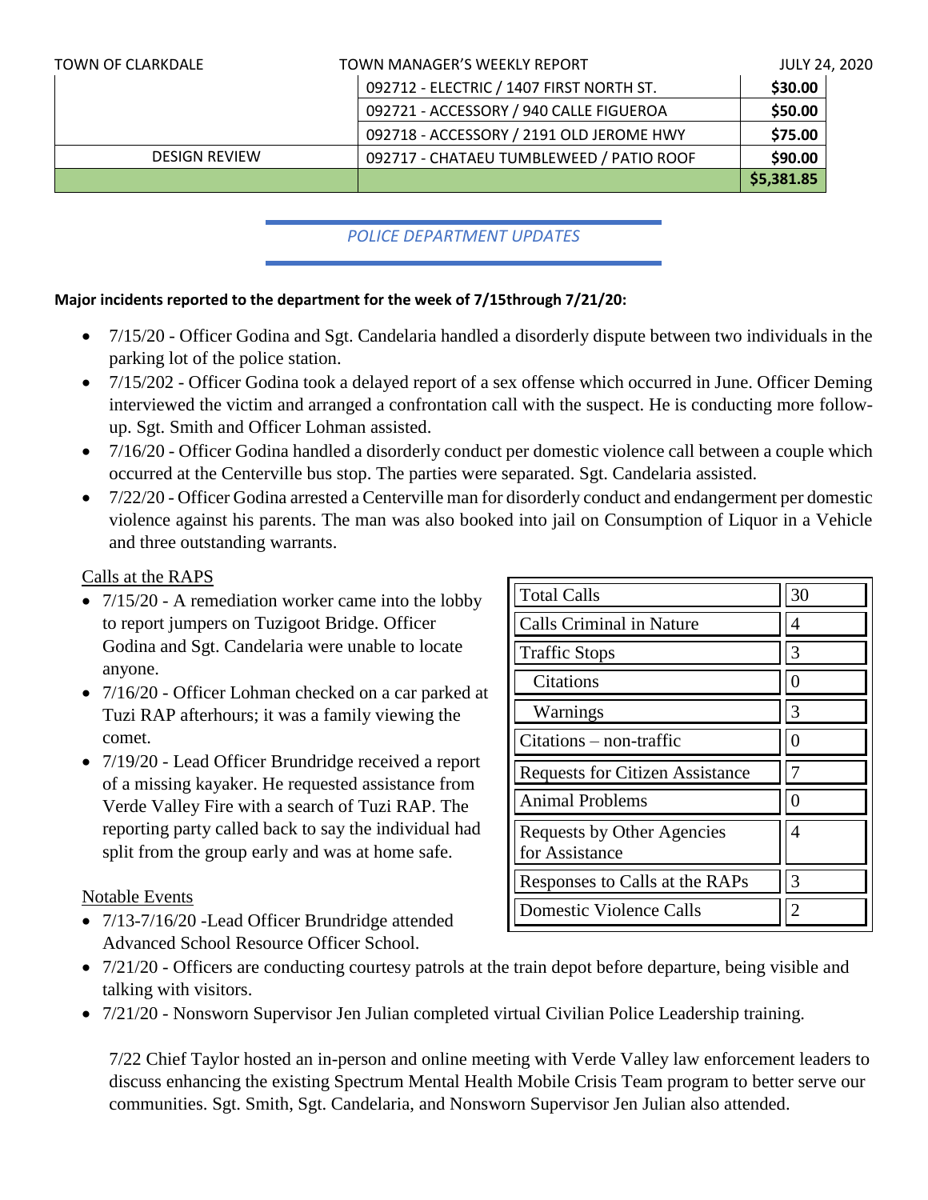| | | |
|---|---|---|
| | 092712 - ELECTRIC / 1407 FIRST NORTH ST. | **$30.00** |
| | 092721 - ACCESSORY / 940 CALLE FIGUEROA | **$50.00** |
| | 092718 - ACCESSORY / 2191 OLD JEROME HWY | **$75.00** |
| DESIGN REVIEW | 092717 - CHATAEU TUMBLEWEED / PATIO ROOF | **$90.00** |
| | | **$5,381.85** |

## *POLICE DEPARTMENT UPDATES*

**Major incidents reported to the department for the week of 7/15through 7/21/20:**

- 7/15/20 - Officer Godina and Sgt. Candelaria handled a disorderly dispute between two individuals in the parking lot of the police station.
- 7/15/202 - Officer Godina took a delayed report of a sex offense which occurred in June. Officer Deming interviewed the victim and arranged a confrontation call with the suspect. He is conducting more follow-up. Sgt. Smith and Officer Lohman assisted.
- 7/16/20 - Officer Godina handled a disorderly conduct per domestic violence call between a couple which occurred at the Centerville bus stop. The parties were separated. Sgt. Candelaria assisted.
- 7/22/20 - Officer Godina arrested a Centerville man for disorderly conduct and endangerment per domestic violence against his parents. The man was also booked into jail on Consumption of Liquor in a Vehicle and three outstanding warrants.

Calls at the RAPS

- 7/15/20 - A remediation worker came into the lobby to report jumpers on Tuzigoot Bridge. Officer Godina and Sgt. Candelaria were unable to locate anyone.
- 7/16/20 - Officer Lohman checked on a car parked at Tuzi RAP afterhours; it was a family viewing the comet.
- 7/19/20 - Lead Officer Brundridge received a report of a missing kayaker. He requested assistance from Verde Valley Fire with a search of Tuzi RAP. The reporting party called back to say the individual had split from the group early and was at home safe.

| | |
|---|---|
| Total Calls | 30 |
| Calls Criminal in Nature | 4 |
| Traffic Stops | 3 |
| Citations | 0 |
| Warnings | 3 |
| Citations – non-traffic | 0 |
| Requests for Citizen Assistance | 7 |
| Animal Problems | 0 |
| Requests by Other Agencies for Assistance | 4 |
| Responses to Calls at the RAPs | 3 |
| Domestic Violence Calls | 2 |

Notable Events

- 7/13-7/16/20 -Lead Officer Brundridge attended Advanced School Resource Officer School.
- 7/21/20 - Officers are conducting courtesy patrols at the train depot before departure, being visible and talking with visitors.
- 7/21/20 - Nonsworn Supervisor Jen Julian completed virtual Civilian Police Leadership training.

7/22 Chief Taylor hosted an in-person and online meeting with Verde Valley law enforcement leaders to discuss enhancing the existing Spectrum Mental Health Mobile Crisis Team program to better serve our communities. Sgt. Smith, Sgt. Candelaria, and Nonsworn Supervisor Jen Julian also attended.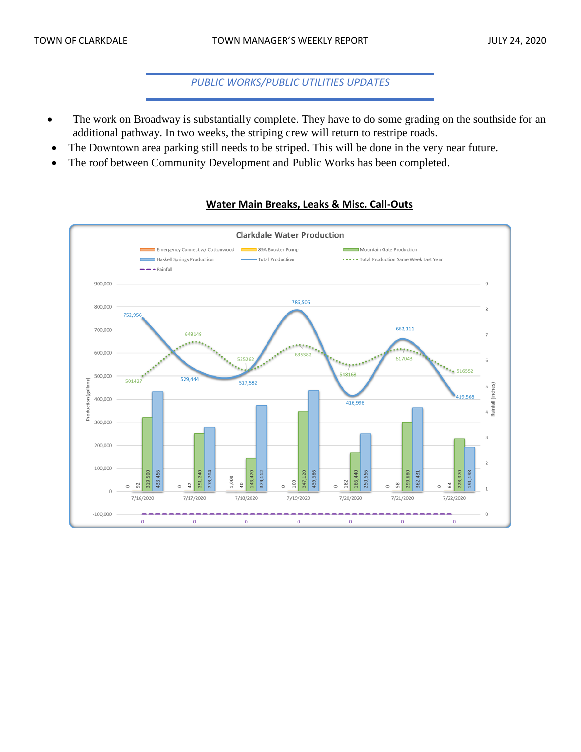## PUBLIC WORKS/PUBLIC UTILITIES UPDATES

- The work on Broadway is substantially complete. They have to do some grading on the southside for an additional pathway. In two weeks, the striping crew will return to restripe roads.
- The Downtown area parking still needs to be striped. This will be done in the very near future.
- The roof between Community Development and Public Works has been completed.

**Water Main Breaks, Leaks & Misc. Call-Outs**

Clarkdale Water Production

Emergency Connect w/ Cottonwood
89A Booster Pump
Mountain Gate Production
Haskell Springs Production
Total Production
Total Production Same Week Last Year
Rainfall

Production (gallons)
Rainfall (inches)

900,000
800,000
700,000
600,000
500,000
400,000
300,000
200,000
100,000
0
-100,000

9
8
7
6
5
4
3
2
1
0

752,956
529,444
517,582
786,506
416,996
662,111
419,568

501427
648148
525262
635382
548168
617043
516552

7/16/2020: 0, 92, 319,500, 433,456
7/17/2020: 0, 42, 251,240, 278,204
7/18/2020: 1,000, 40, 143,470, 374,112
7/19/2020: 0, 100, 347,120, 439,386
7/20/2020: 0, 182, 166,440, 250,556
7/21/2020: 0, 58, 299,680, 362,431
7/22/2020: 0, 64, 228,370, 191,198

0
0
0
0
0
0
0